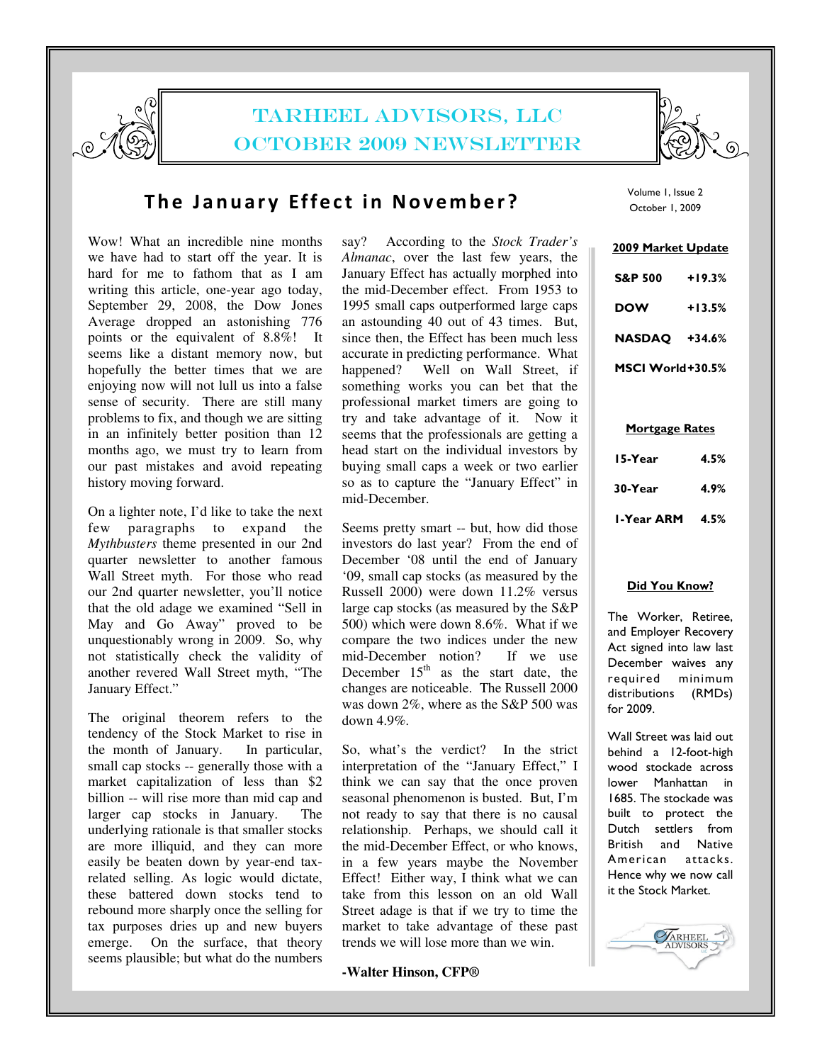# TARHEEL ADVISORS, LLC
# OCTOBER 2009 NEWSLETTER

Volume 1, Issue 2
October 1, 2009

## The January Effect in November?

Wow! What an incredible nine months we have had to start off the year. It is hard for me to fathom that as I am writing this article, one-year ago today, September 29, 2008, the Dow Jones Average dropped an astonishing 776 points or the equivalent of 8.8%! It seems like a distant memory now, but hopefully the better times that we are enjoying now will not lull us into a false sense of security. There are still many problems to fix, and though we are sitting in an infinitely better position than 12 months ago, we must try to learn from our past mistakes and avoid repeating history moving forward.

On a lighter note, I'd like to take the next few paragraphs to expand the *Mythbusters* theme presented in our 2nd quarter newsletter to another famous Wall Street myth. For those who read our 2nd quarter newsletter, you'll notice that the old adage we examined "Sell in May and Go Away" proved to be unquestionably wrong in 2009. So, why not statistically check the validity of another revered Wall Street myth, "The January Effect."

The original theorem refers to the tendency of the Stock Market to rise in the month of January. In particular, small cap stocks -- generally those with a market capitalization of less than $2 billion -- will rise more than mid cap and larger cap stocks in January. The underlying rationale is that smaller stocks are more illiquid, and they can more easily be beaten down by year-end tax-related selling. As logic would dictate, these battered down stocks tend to rebound more sharply once the selling for tax purposes dries up and new buyers emerge. On the surface, that theory seems plausible; but what do the numbers say? According to the *Stock Trader's Almanac*, over the last few years, the January Effect has actually morphed into the mid-December effect. From 1953 to 1995 small caps outperformed large caps an astounding 40 out of 43 times. But, since then, the Effect has been much less accurate in predicting performance. What happened? Well on Wall Street, if something works you can bet that the professional market timers are going to try and take advantage of it. Now it seems that the professionals are getting a head start on the individual investors by buying small caps a week or two earlier so as to capture the "January Effect" in mid-December.

Seems pretty smart -- but, how did those investors do last year? From the end of December '08 until the end of January '09, small cap stocks (as measured by the Russell 2000) were down 11.2% versus large cap stocks (as measured by the S&P 500) which were down 8.6%. What if we compare the two indices under the new mid-December notion? If we use December 15th as the start date, the changes are noticeable. The Russell 2000 was down 2%, where as the S&P 500 was down 4.9%.

So, what's the verdict? In the strict interpretation of the "January Effect," I think we can say that the once proven seasonal phenomenon is busted. But, I'm not ready to say that there is no causal relationship. Perhaps, we should call it the mid-December Effect, or who knows, in a few years maybe the November Effect! Either way, I think what we can take from this lesson on an old Wall Street adage is that if we try to time the market to take advantage of these past trends we will lose more than we win.

**-Walter Hinson, CFP®**

### 2009 Market Update

| | |
|---|---|
| **S&P 500** | **+19.3%** |
| **DOW** | **+13.5%** |
| **NASDAQ** | **+34.6%** |
| **MSCI World** | **+30.5%** |

### Mortgage Rates

| | |
|---|---|
| **15-Year** | **4.5%** |
| **30-Year** | **4.9%** |
| **1-Year ARM** | **4.5%** |

### Did You Know?

The Worker, Retiree, and Employer Recovery Act signed into law last December waives any required minimum distributions (RMDs) for 2009.

Wall Street was laid out behind a 12-foot-high wood stockade across lower Manhattan in 1685. The stockade was built to protect the Dutch settlers from British and Native American attacks. Hence why we now call it the Stock Market.

TARHEEL ADVISORS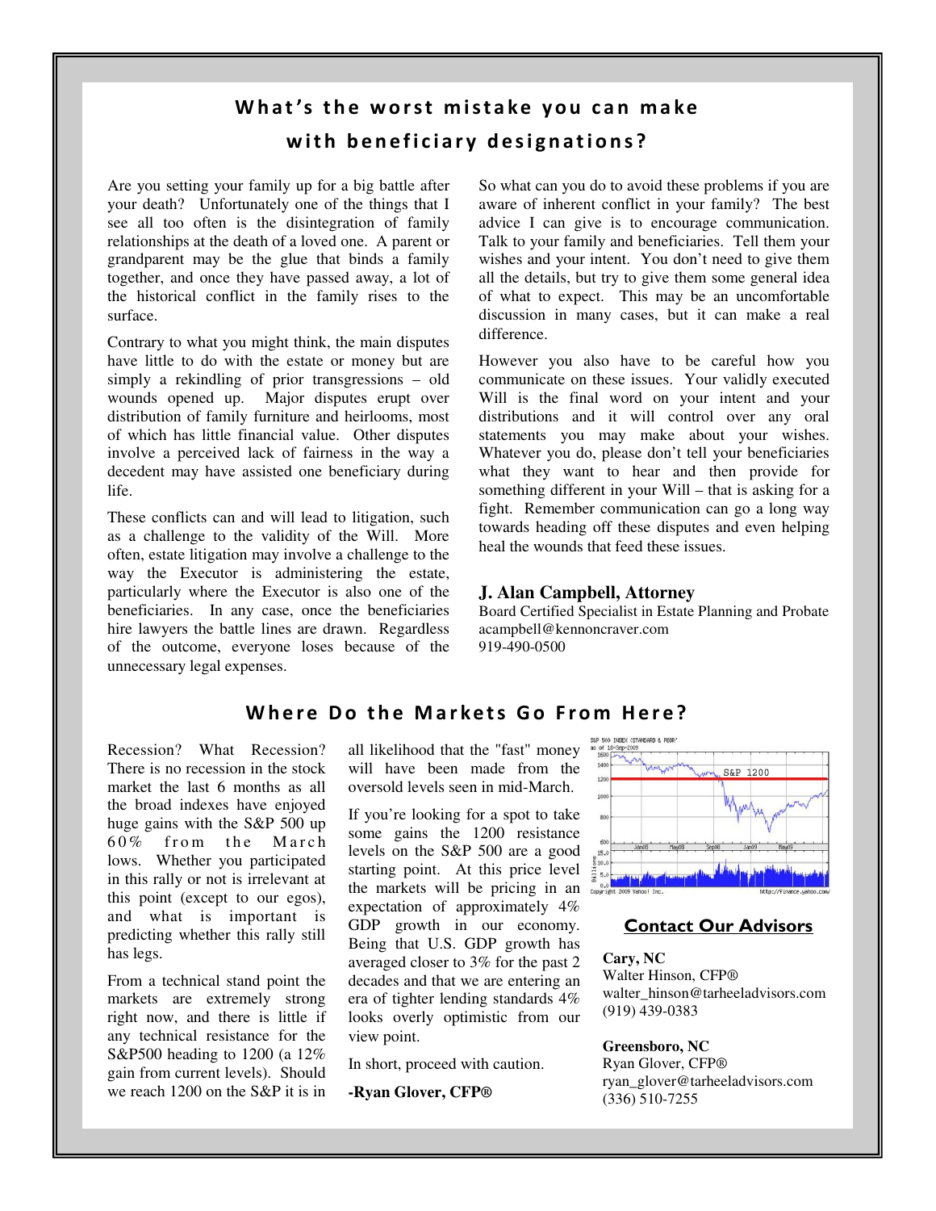## What's the worst mistake you can make with beneficiary designations?

Are you setting your family up for a big battle after your death? Unfortunately one of the things that I see all too often is the disintegration of family relationships at the death of a loved one. A parent or grandparent may be the glue that binds a family together, and once they have passed away, a lot of the historical conflict in the family rises to the surface.

Contrary to what you might think, the main disputes have little to do with the estate or money but are simply a rekindling of prior transgressions – old wounds opened up. Major disputes erupt over distribution of family furniture and heirlooms, most of which has little financial value. Other disputes involve a perceived lack of fairness in the way a decedent may have assisted one beneficiary during life.

These conflicts can and will lead to litigation, such as a challenge to the validity of the Will. More often, estate litigation may involve a challenge to the way the Executor is administering the estate, particularly where the Executor is also one of the beneficiaries. In any case, once the beneficiaries hire lawyers the battle lines are drawn. Regardless of the outcome, everyone loses because of the unnecessary legal expenses.

So what can you do to avoid these problems if you are aware of inherent conflict in your family? The best advice I can give is to encourage communication. Talk to your family and beneficiaries. Tell them your wishes and your intent. You don't need to give them all the details, but try to give them some general idea of what to expect. This may be an uncomfortable discussion in many cases, but it can make a real difference.

However you also have to be careful how you communicate on these issues. Your validly executed Will is the final word on your intent and your distributions and it will control over any oral statements you may make about your wishes. Whatever you do, please don't tell your beneficiaries what they want to hear and then provide for something different in your Will – that is asking for a fight. Remember communication can go a long way towards heading off these disputes and even helping heal the wounds that feed these issues.

**J. Alan Campbell, Attorney**
Board Certified Specialist in Estate Planning and Probate
acampbell@kennoncraver.com
919-490-0500

## Where Do the Markets Go From Here?

Recession? What Recession? There is no recession in the stock market the last 6 months as all the broad indexes have enjoyed huge gains with the S&P 500 up 60% from the March lows. Whether you participated in this rally or not is irrelevant at this point (except to our egos), and what is important is predicting whether this rally still has legs.

From a technical stand point the markets are extremely strong right now, and there is little if any technical resistance for the S&P500 heading to 1200 (a 12% gain from current levels). Should we reach 1200 on the S&P it is in all likelihood that the "fast" money will have been made from the oversold levels seen in mid-March.

If you're looking for a spot to take some gains the 1200 resistance levels on the S&P 500 are a good starting point. At this price level the markets will be pricing in an expectation of approximately 4% GDP growth in our economy. Being that U.S. GDP growth has averaged closer to 3% for the past 2 decades and that we are entering an era of tighter lending standards 4% looks overly optimistic from our view point.

In short, proceed with caution.

**-Ryan Glover, CFP®**

S&P 500 INDEX (STANDARD & POOR'
as of 18-Sep-2009
S&P 1200
Copyright 2009 Yahoo! Inc.
http://finance.yahoo.com/

## Contact Our Advisors

**Cary, NC**
Walter Hinson, CFP®
walter_hinson@tarheeladvisors.com
(919) 439-0383

**Greensboro, NC**
Ryan Glover, CFP®
ryan_glover@tarheeladvisors.com
(336) 510-7255